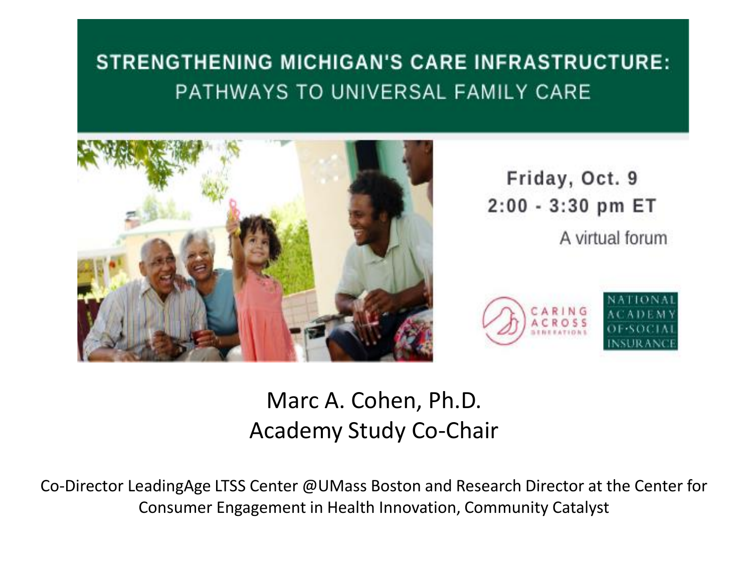# STRENGTHENING MICHIGAN'S CARE INFRASTRUCTURE:

## PATHWAYS TO UNIVERSAL FAMILY CARE

Friday, Oct. 9
2:00 - 3:30 pm ET

A virtual forum

CARING ACROSS GENERATIONS

NATIONAL ACADEMY OF SOCIAL INSURANCE

Marc A. Cohen, Ph.D.
Academy Study Co-Chair

Co-Director LeadingAge LTSS Center @UMass Boston and Research Director at the Center for Consumer Engagement in Health Innovation, Community Catalyst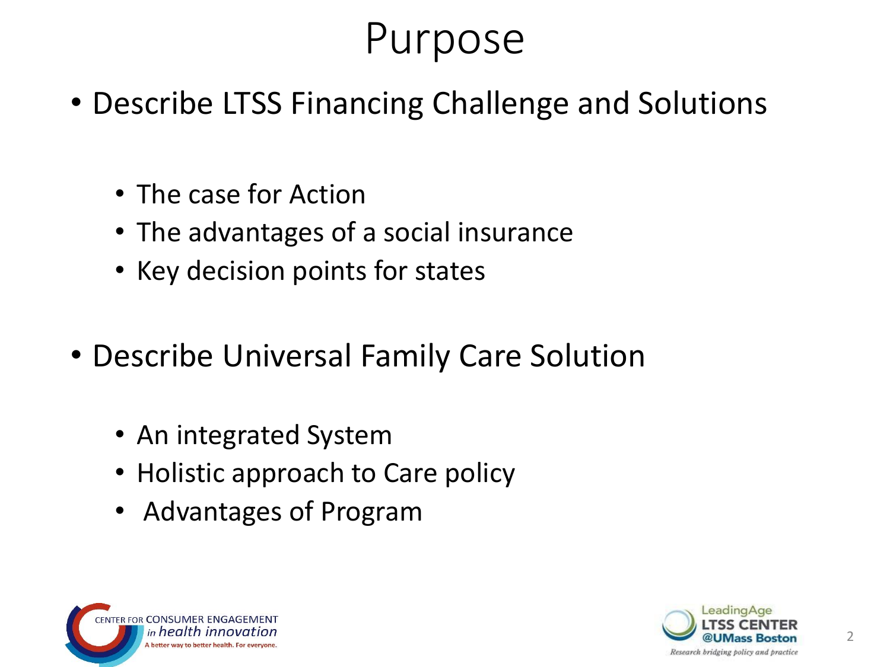# Purpose

- Describe LTSS Financing Challenge and Solutions
  - The case for Action
  - The advantages of a social insurance
  - Key decision points for states
- Describe Universal Family Care Solution
  - An integrated System
  - Holistic approach to Care policy
  - Advantages of Program

CENTER FOR CONSUMER ENGAGEMENT *in health innovation*
A better way to better health. For everyone.

LeadingAge LTSS CENTER @UMass Boston
*Research bridging policy and practice*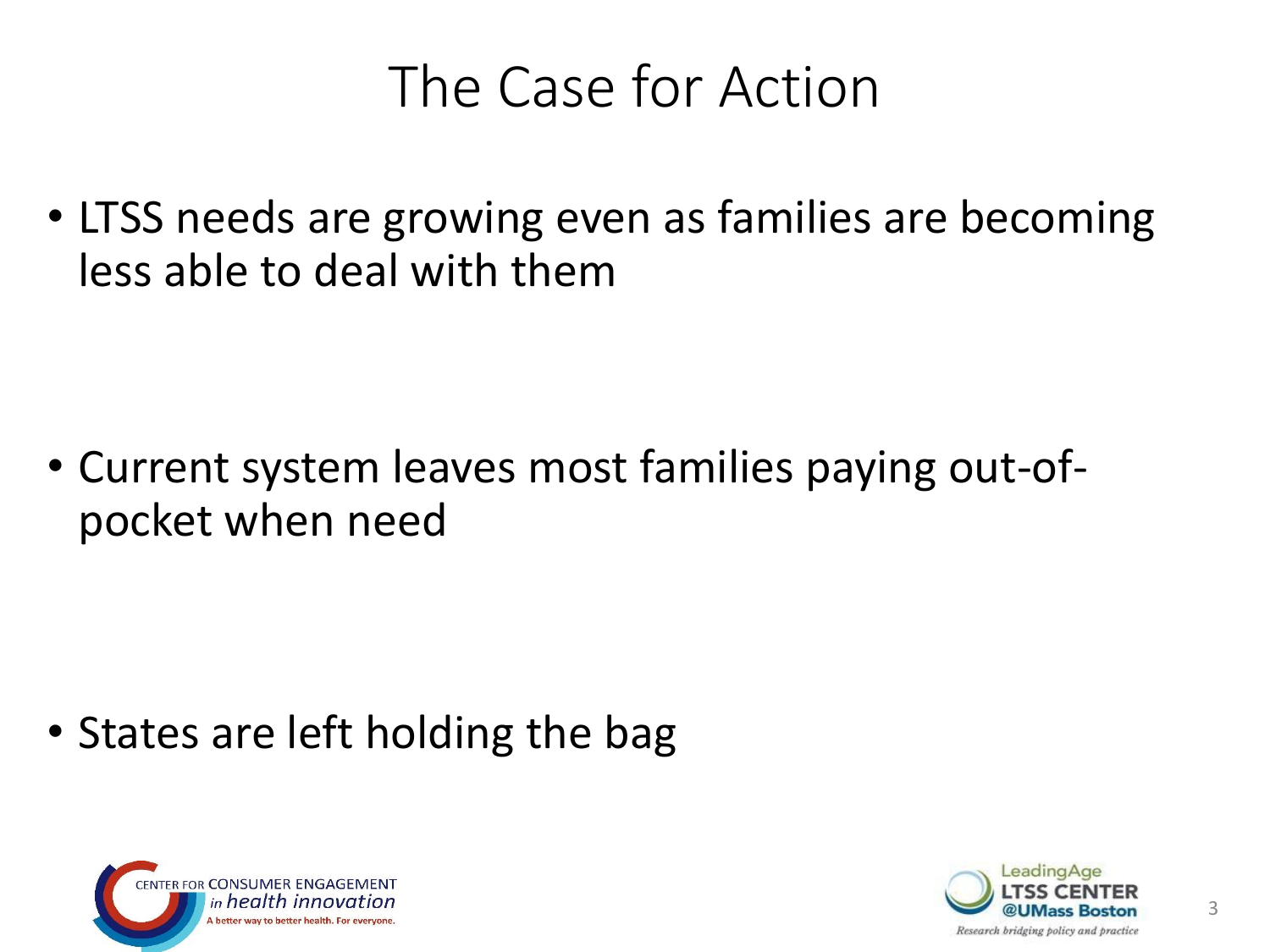# The Case for Action

- LTSS needs are growing even as families are becoming less able to deal with them

- Current system leaves most families paying out-of-pocket when need

- States are left holding the bag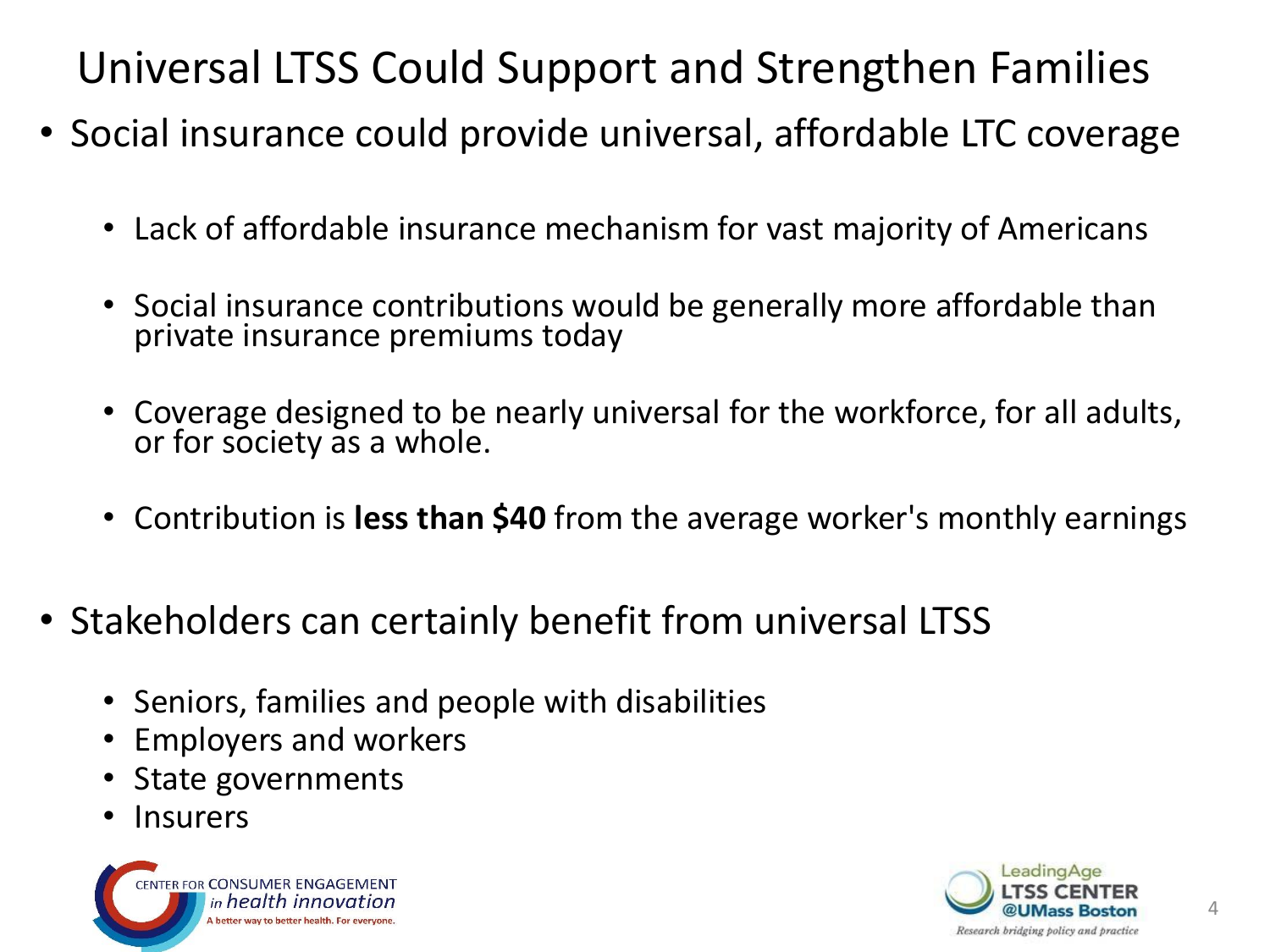# Universal LTSS Could Support and Strengthen Families

- Social insurance could provide universal, affordable LTC coverage
  - Lack of affordable insurance mechanism for vast majority of Americans
  - Social insurance contributions would be generally more affordable than private insurance premiums today
  - Coverage designed to be nearly universal for the workforce, for all adults, or for society as a whole.
  - Contribution is **less than $40** from the average worker's monthly earnings
- Stakeholders can certainly benefit from universal LTSS
  - Seniors, families and people with disabilities
  - Employers and workers
  - State governments
  - Insurers

CENTER FOR CONSUMER ENGAGEMENT *in health innovation*
A better way to better health. For everyone.

LeadingAge LTSS CENTER @UMass Boston
*Research bridging policy and practice*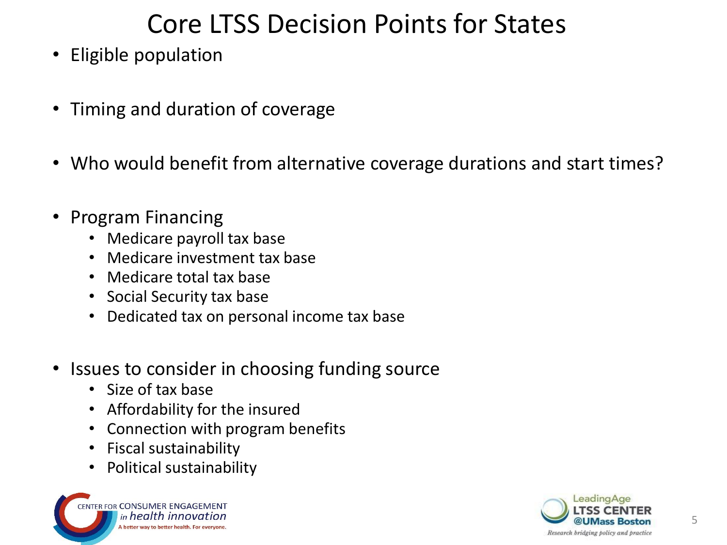# Core LTSS Decision Points for States

- Eligible population
- Timing and duration of coverage
- Who would benefit from alternative coverage durations and start times?
- Program Financing
  - Medicare payroll tax base
  - Medicare investment tax base
  - Medicare total tax base
  - Social Security tax base
  - Dedicated tax on personal income tax base
- Issues to consider in choosing funding source
  - Size of tax base
  - Affordability for the insured
  - Connection with program benefits
  - Fiscal sustainability
  - Political sustainability

CENTER FOR CONSUMER ENGAGEMENT *in health innovation*
A better way to better health. For everyone.

LeadingAge LTSS CENTER @UMass Boston
*Research bridging policy and practice*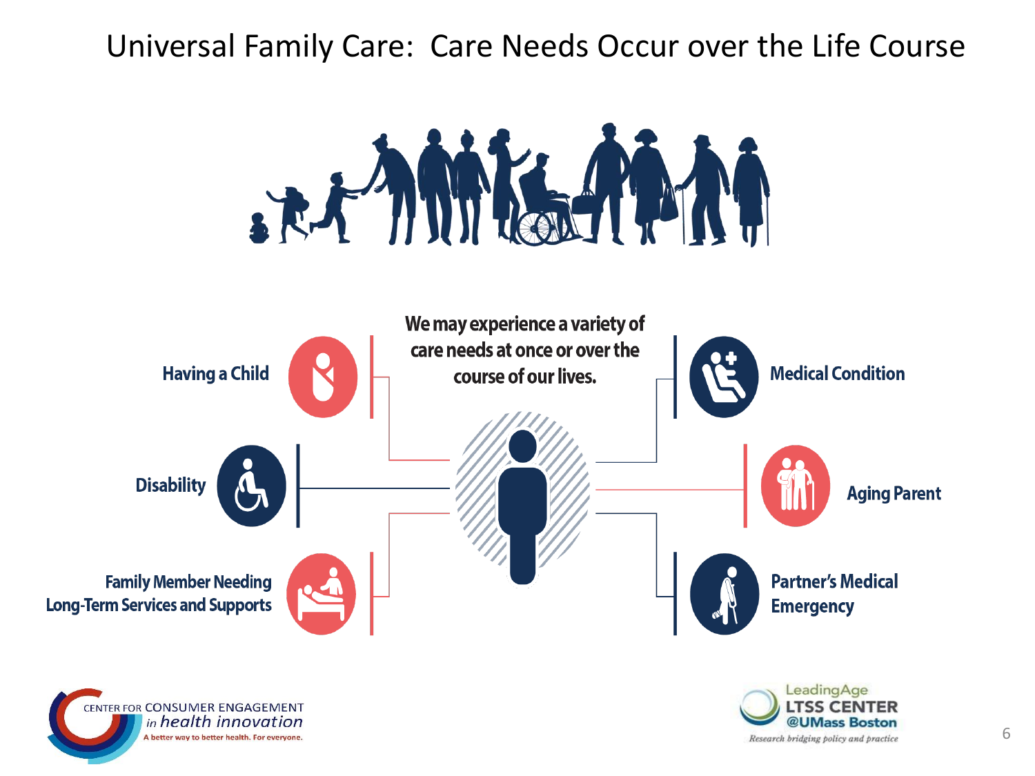# Universal Family Care: Care Needs Occur over the Life Course

We may experience a variety of care needs at once or over the course of our lives.

- Having a Child
- Disability
- Family Member Needing Long-Term Services and Supports
- Medical Condition
- Aging Parent
- Partner's Medical Emergency

CENTER FOR CONSUMER ENGAGEMENT *in health innovation*
A better way to better health. For everyone.

LeadingAge LTSS CENTER @UMass Boston
*Research bridging policy and practice*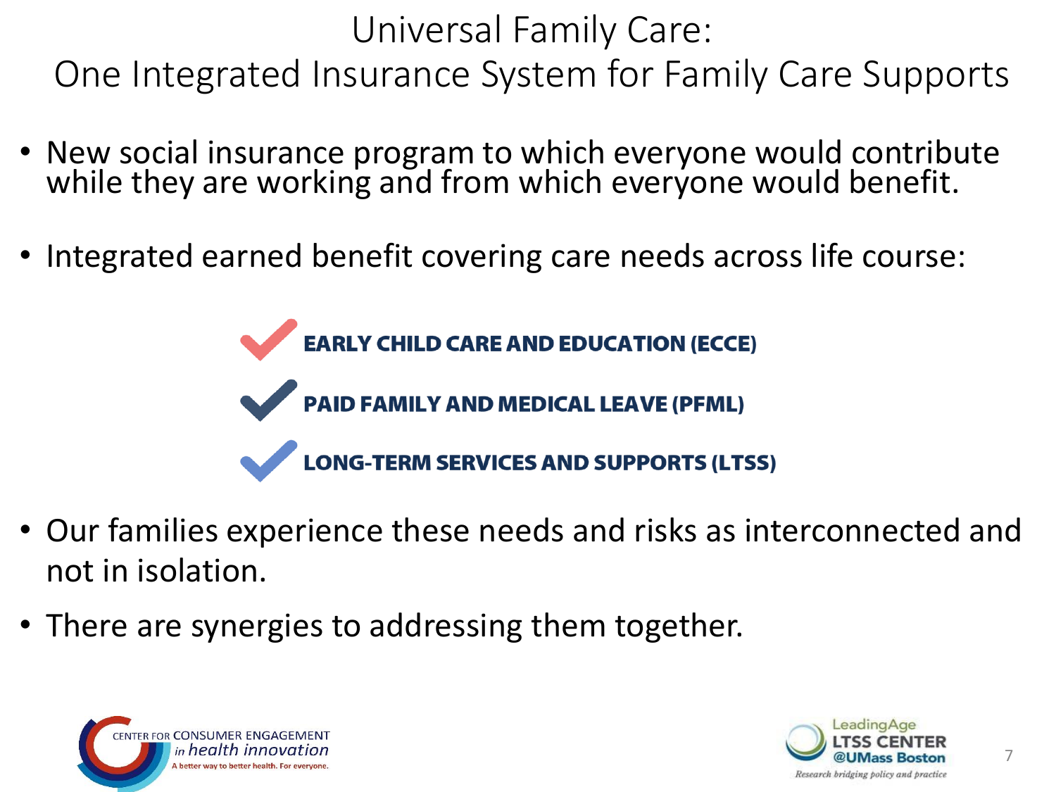# Universal Family Care: One Integrated Insurance System for Family Care Supports

- New social insurance program to which everyone would contribute while they are working and from which everyone would benefit.
- Integrated earned benefit covering care needs across life course:
  - **EARLY CHILD CARE AND EDUCATION (ECCE)**
  - **PAID FAMILY AND MEDICAL LEAVE (PFML)**
  - **LONG-TERM SERVICES AND SUPPORTS (LTSS)**
- Our families experience these needs and risks as interconnected and not in isolation.
- There are synergies to addressing them together.

CENTER FOR CONSUMER ENGAGEMENT *in health innovation*
A better way to better health. For everyone.

LeadingAge LTSS CENTER @UMass Boston
*Research bridging policy and practice*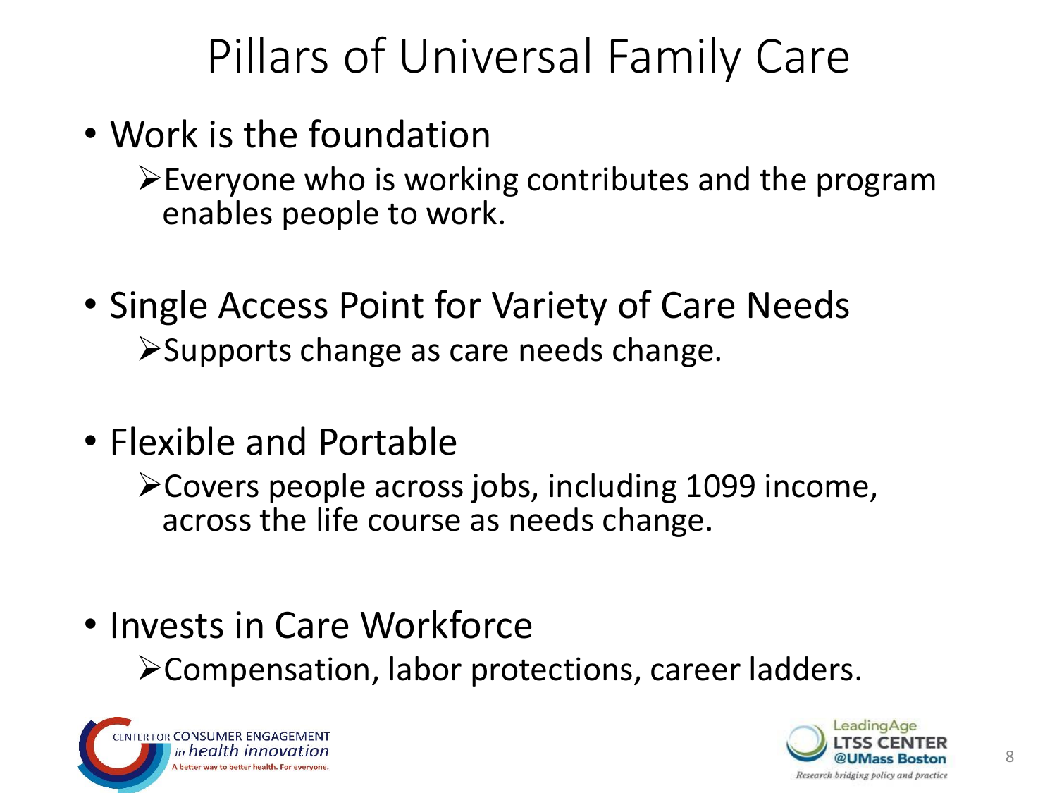# Pillars of Universal Family Care

- Work is the foundation
  - Everyone who is working contributes and the program enables people to work.
- Single Access Point for Variety of Care Needs
  - Supports change as care needs change.
- Flexible and Portable
  - Covers people across jobs, including 1099 income, across the life course as needs change.
- Invests in Care Workforce
  - Compensation, labor protections, career ladders.

CENTER FOR CONSUMER ENGAGEMENT *in health innovation*
A better way to better health. For everyone.

LeadingAge LTSS CENTER @UMass Boston
*Research bridging policy and practice*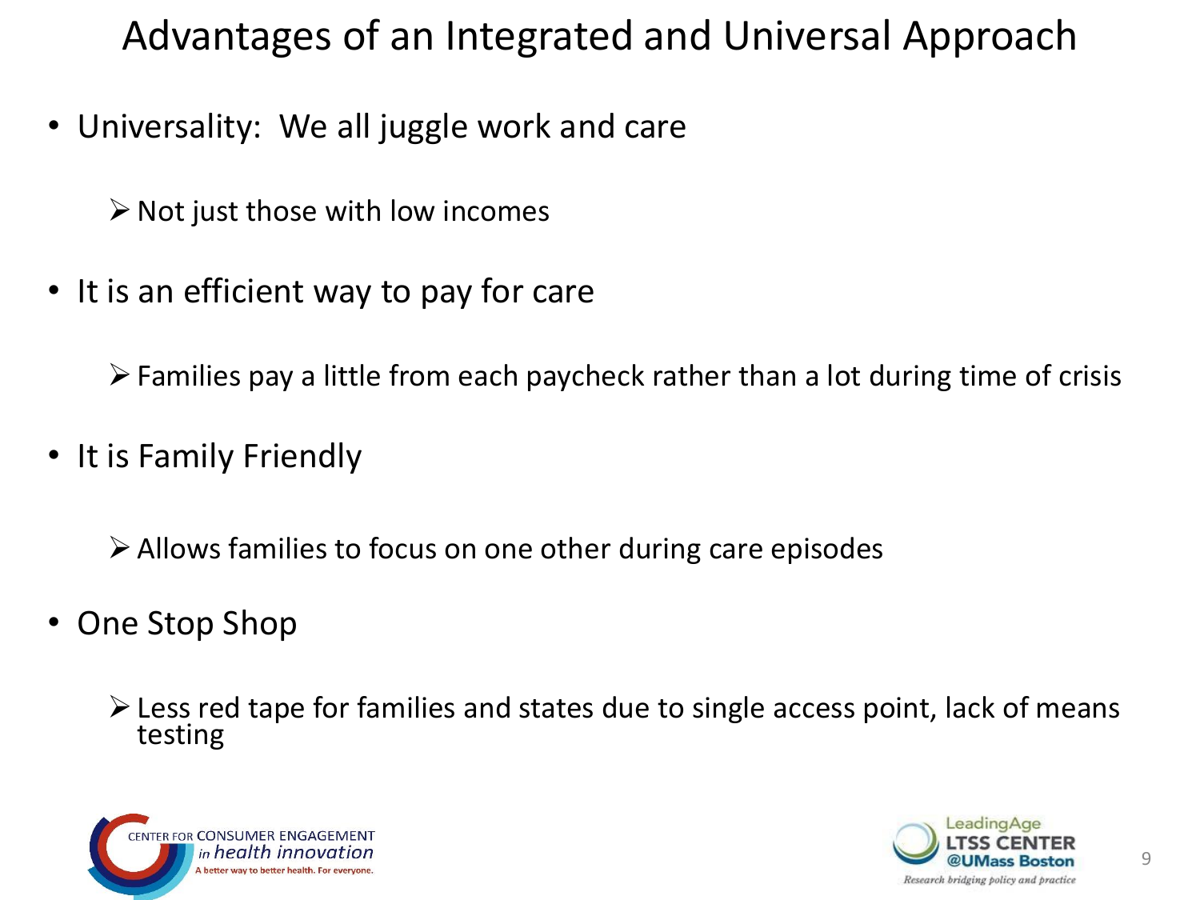# Advantages of an Integrated and Universal Approach

- Universality: We all juggle work and care
  - Not just those with low incomes
- It is an efficient way to pay for care
  - Families pay a little from each paycheck rather than a lot during time of crisis
- It is Family Friendly
  - Allows families to focus on one other during care episodes
- One Stop Shop
  - Less red tape for families and states due to single access point, lack of means testing

CENTER FOR CONSUMER ENGAGEMENT *in health innovation*
A better way to better health. For everyone.

LeadingAge LTSS CENTER @UMass Boston
*Research bridging policy and practice*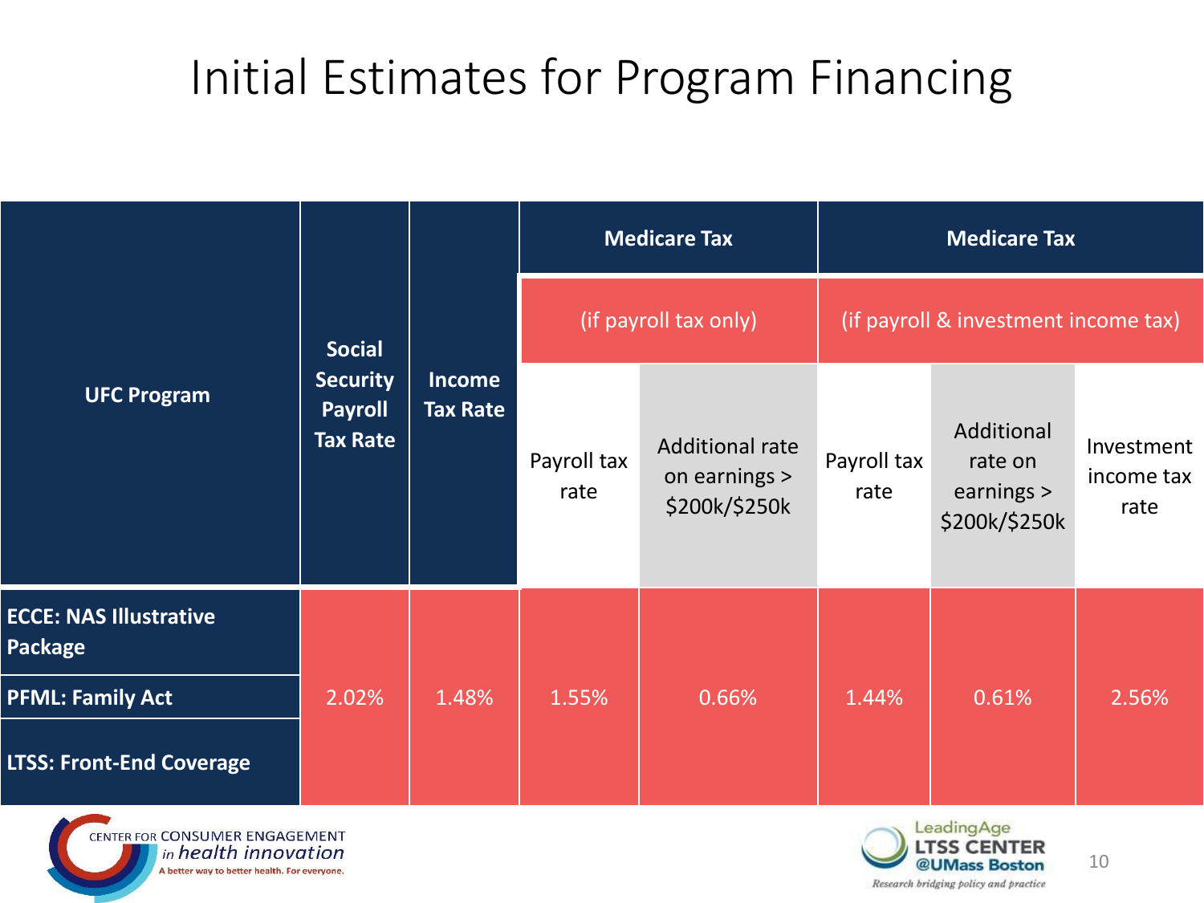# Initial Estimates for Program Financing

| UFC Program | Social Security Payroll Tax Rate | Income Tax Rate | Medicare Tax (if payroll tax only) | | Medicare Tax (if payroll & investment income tax) | | |
|---|---|---|---|---|---|---|---|
| | | | Payroll tax rate | Additional rate on earnings > $200k/$250k | Payroll tax rate | Additional rate on earnings > $200k/$250k | Investment income tax rate |
| **ECCE: NAS Illustrative Package**<br>**PFML: Family Act**<br>**LTSS: Front-End Coverage** | 2.02% | 1.48% | 1.55% | 0.66% | 1.44% | 0.61% | 2.56% |

CENTER FOR CONSUMER ENGAGEMENT *in health innovation* — A better way to better health. For everyone.

LeadingAge LTSS CENTER @UMass Boston — *Research bridging policy and practice*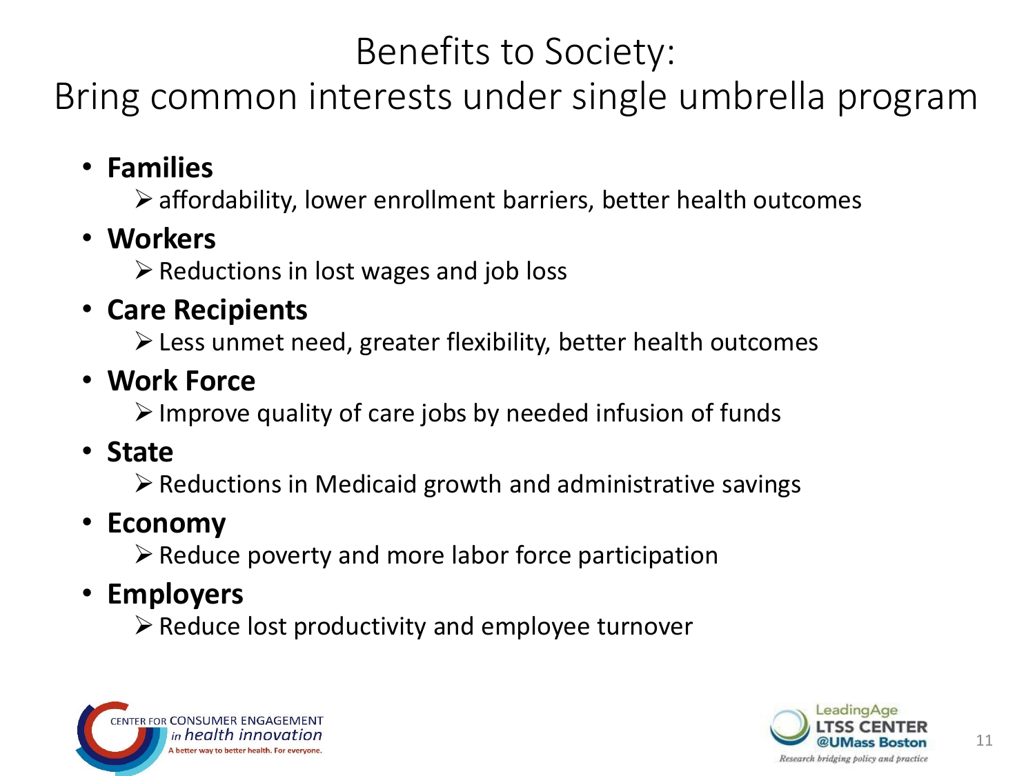# Benefits to Society:
# Bring common interests under single umbrella program

- **Families**
  - affordability, lower enrollment barriers, better health outcomes
- **Workers**
  - Reductions in lost wages and job loss
- **Care Recipients**
  - Less unmet need, greater flexibility, better health outcomes
- **Work Force**
  - Improve quality of care jobs by needed infusion of funds
- **State**
  - Reductions in Medicaid growth and administrative savings
- **Economy**
  - Reduce poverty and more labor force participation
- **Employers**
  - Reduce lost productivity and employee turnover

CENTER FOR CONSUMER ENGAGEMENT *in health innovation*
A better way to better health. For everyone.

LeadingAge LTSS CENTER @UMass Boston
*Research bridging policy and practice*